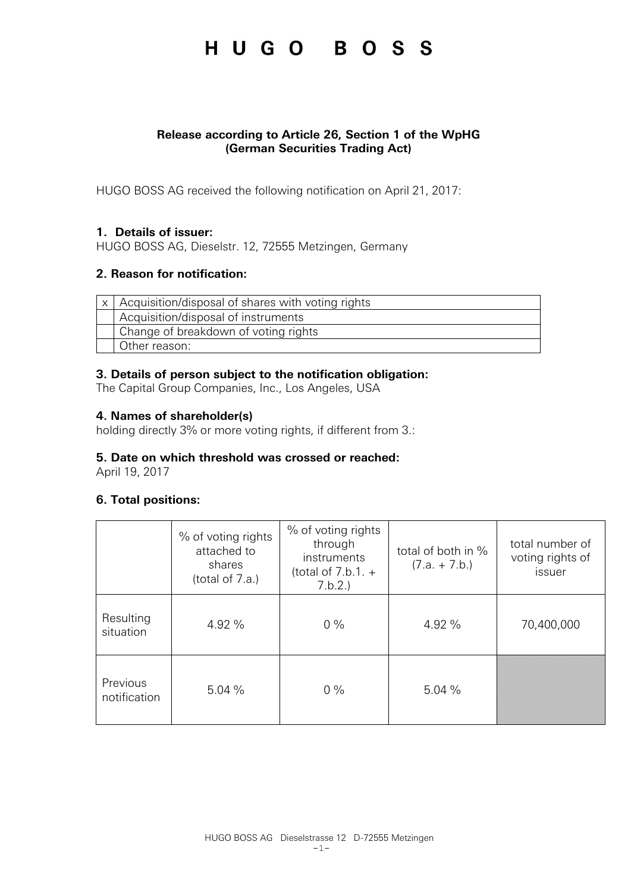# HUGO BOSS

**Release according to Article 26, Section 1 of the WpHG (German Securities Trading Act)**

HUGO BOSS AG received the following notification on April 21, 2017:

### 1. Details of issuer:

HUGO BOSS AG, Dieselstr. 12, 72555 Metzingen, Germany

### 2. Reason for notification:

| | |
|---|---|
| x | Acquisition/disposal of shares with voting rights |
| | Acquisition/disposal of instruments |
| | Change of breakdown of voting rights |
| | Other reason: |

### 3. Details of person subject to the notification obligation:

The Capital Group Companies, Inc., Los Angeles, USA

### 4. Names of shareholder(s)

holding directly 3% or more voting rights, if different from 3.:

### 5. Date on which threshold was crossed or reached:

April 19, 2017

### 6. Total positions:

| | % of voting rights attached to shares (total of 7.a.) | % of voting rights through instruments (total of 7.b.1. + 7.b.2.) | total of both in % (7.a. + 7.b.) | total number of voting rights of issuer |
|---|---|---|---|---|
| Resulting situation | 4.92 % | 0 % | 4.92 % | 70,400,000 |
| Previous notification | 5.04 % | 0 % | 5.04 % | |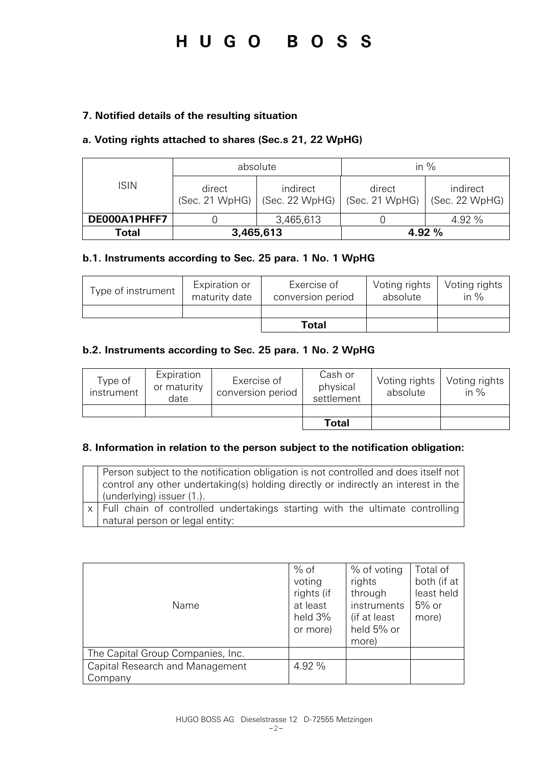### 7. Notified details of the resulting situation

#### a. Voting rights attached to shares (Sec.s 21, 22 WpHG)

| ISIN | absolute | | in % | |
|---|---|---|---|---|
| | direct (Sec. 21 WpHG) | indirect (Sec. 22 WpHG) | direct (Sec. 21 WpHG) | indirect (Sec. 22 WpHG) |
| **DE000A1PHFF7** | 0 | 3,465,613 | 0 | 4.92 % |
| **Total** | **3,465,613** | | **4.92 %** | |

#### b.1. Instruments according to Sec. 25 para. 1 No. 1 WpHG

| Type of instrument | Expiration or maturity date | Exercise of conversion period | Voting rights absolute | Voting rights in % |
|---|---|---|---|---|
| | | | | |
| | | **Total** | | |

#### b.2. Instruments according to Sec. 25 para. 1 No. 2 WpHG

| Type of instrument | Expiration or maturity date | Exercise of conversion period | Cash or physical settlement | Voting rights absolute | Voting rights in % |
|---|---|---|---|---|---|
| | | | | | |
| | | | **Total** | | |

### 8. Information in relation to the person subject to the notification obligation:

| | |
|---|---|
| | Person subject to the notification obligation is not controlled and does itself not control any other undertaking(s) holding directly or indirectly an interest in the (underlying) issuer (1.). |
| x | Full chain of controlled undertakings starting with the ultimate controlling natural person or legal entity: |

| Name | % of voting rights (if at least held 3% or more) | % of voting rights through instruments (if at least held 5% or more) | Total of both (if at least held 5% or more) |
|---|---|---|---|
| The Capital Group Companies, Inc. | | | |
| Capital Research and Management Company | 4.92 % | | |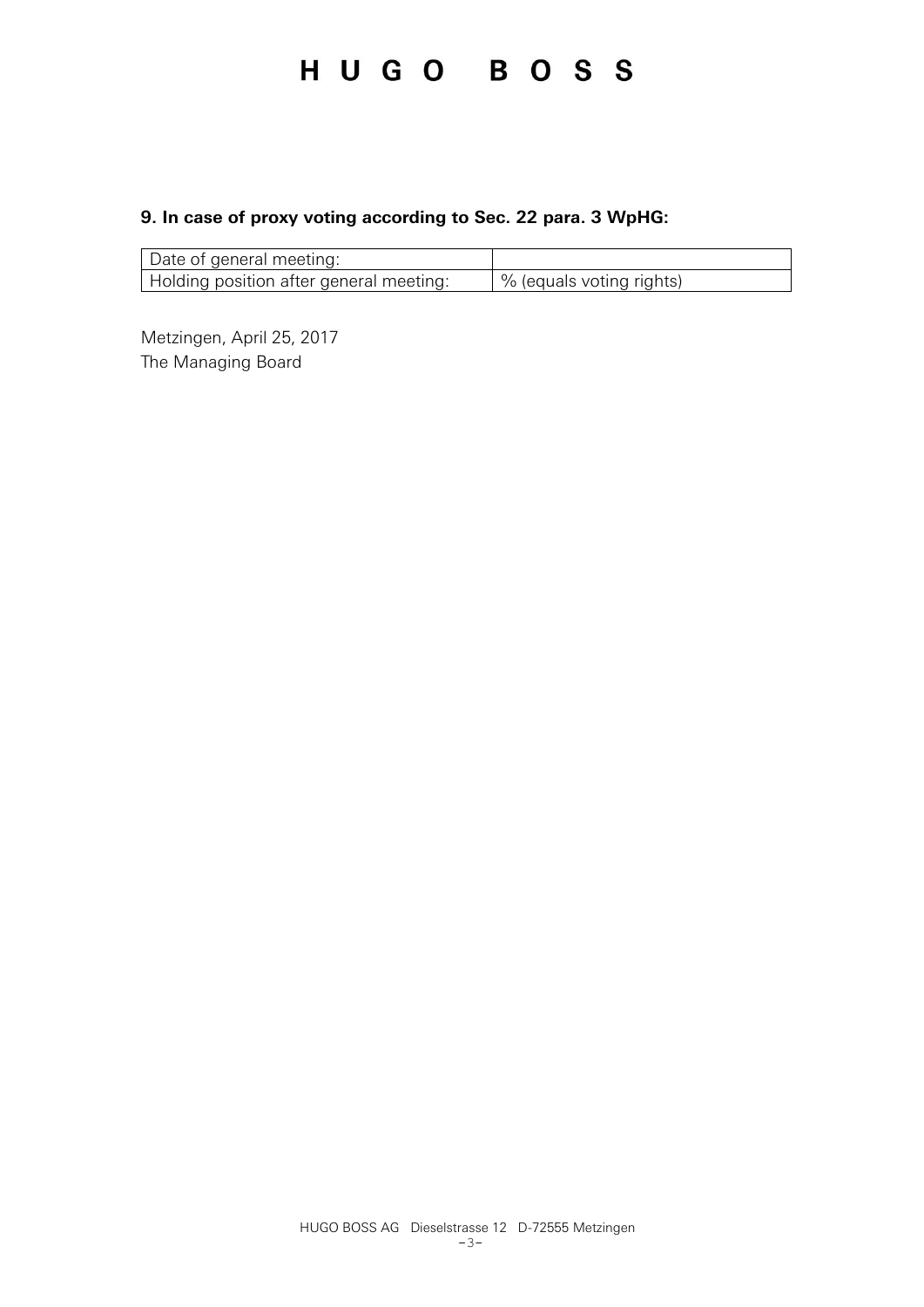### 9. In case of proxy voting according to Sec. 22 para. 3 WpHG:

| | |
|---|---|
| Date of general meeting: | |
| Holding position after general meeting: | % (equals voting rights) |

Metzingen, April 25, 2017
The Managing Board